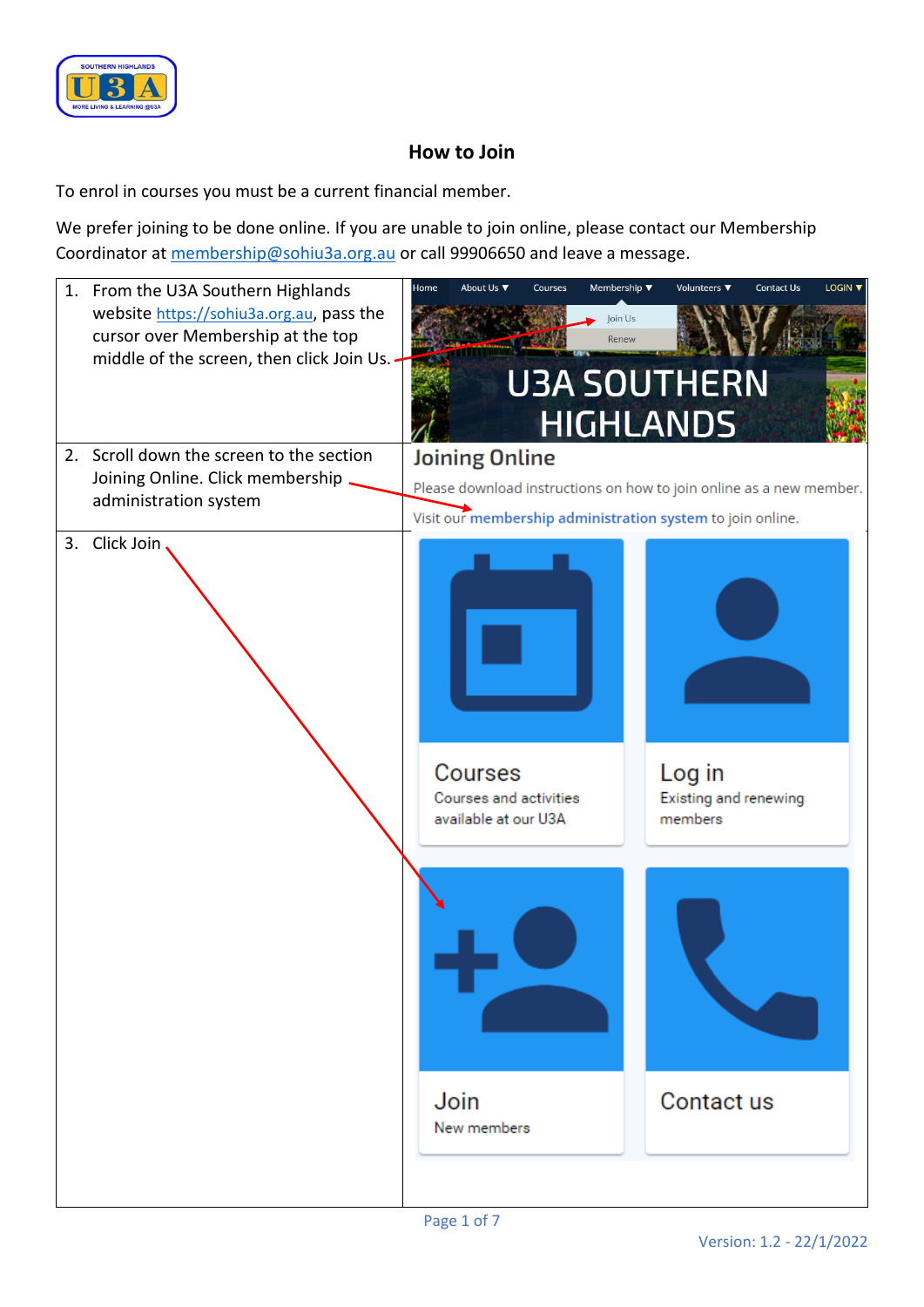## How to Join

To enrol in courses you must be a current financial member.

We prefer joining to be done online. If you are unable to join online, please contact our Membership Coordinator at membership@sohiu3a.org.au or call 99906650 and leave a message.

| | |
|---|---|
| 1. From the U3A Southern Highlands website https://sohiu3a.org.au, pass the cursor over Membership at the top middle of the screen, then click Join Us. | Home · About Us ▼ · Courses · Membership ▼ · Volunteers ▼ · Contact Us · LOGIN ▼<br>Join Us<br>Renew<br>U3A SOUTHERN HIGHLANDS |
| 2. Scroll down the screen to the section Joining Online. Click membership administration system | **Joining Online**<br>Please download instructions on how to join online as a new member.<br>Visit our **membership administration system** to join online. |
| 3. Click Join | Courses — Courses and activities available at our U3A<br>Log in — Existing and renewing members<br>Join — New members<br>Contact us |

Version: 1.2 - 22/1/2022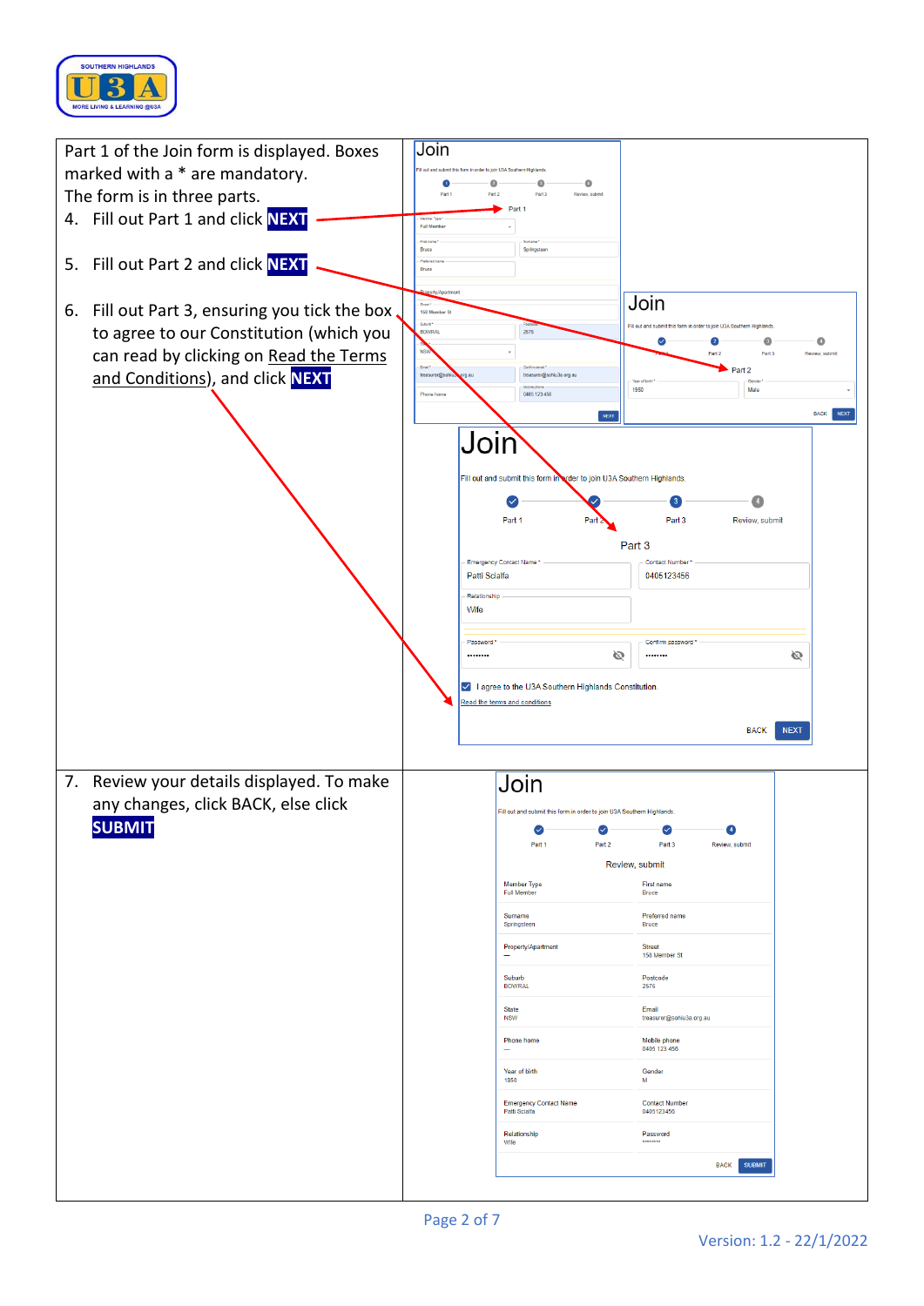Part 1 of the Join form is displayed. Boxes marked with a * are mandatory.

The form is in three parts.

4. Fill out Part 1 and click **NEXT**

5. Fill out Part 2 and click **NEXT**

6. Fill out Part 3, ensuring you tick the box to agree to our Constitution (which you can read by clicking on Read the Terms and Conditions), and click **NEXT**

7. Review your details displayed. To make any changes, click BACK, else click **SUBMIT**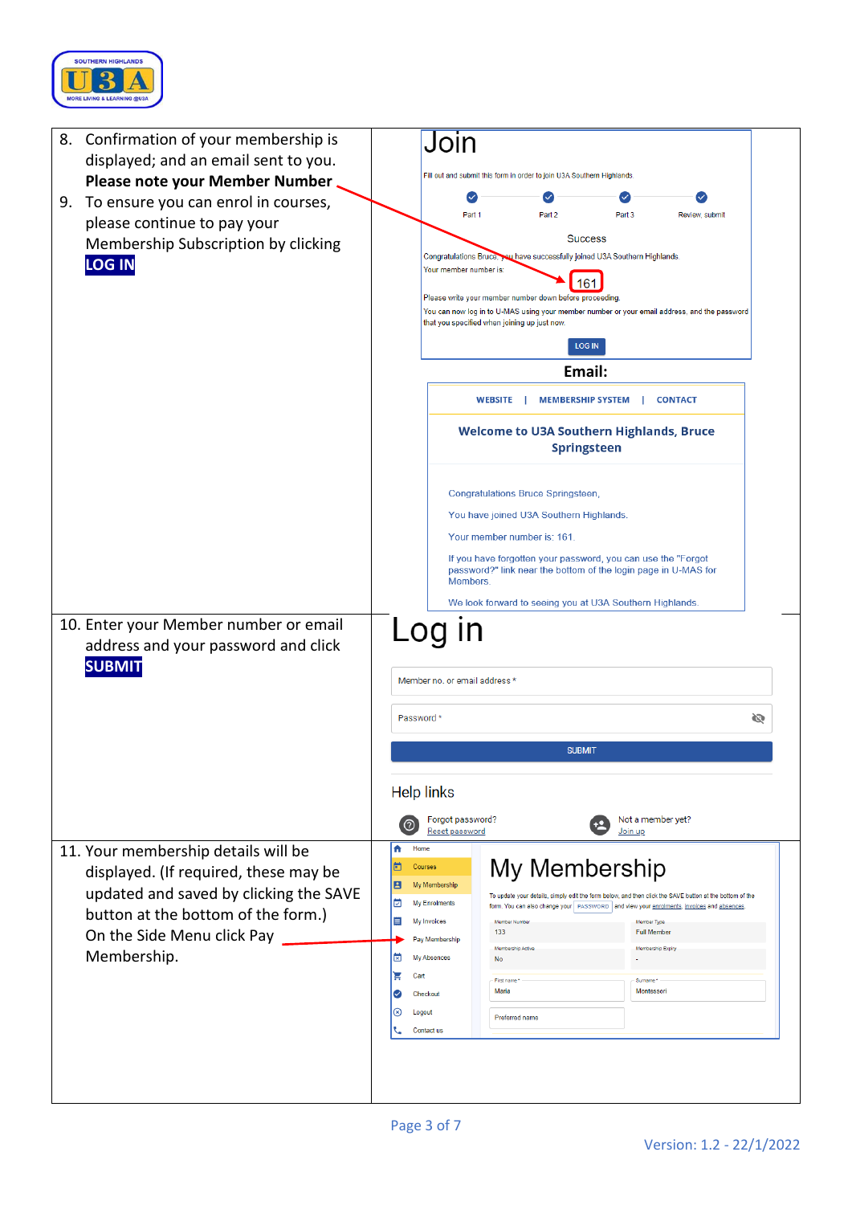| | |
|---|---|
| 8. Confirmation of your membership is displayed; and an email sent to you. **Please note your Member Number**<br>9. To ensure you can enrol in courses, please continue to pay your Membership Subscription by clicking **LOG IN** | Join<br>Fill out and submit this form in order to join U3A Southern Highlands<br>Part 1 Part 2 Part 3 Review, submit<br>Success<br>Congratulations Bruce, you have successfully joined U3A Southern Highlands<br>Your member number is:<br>161<br>Please write your member number down before proceeding.<br>You can now log in to U-MAS using your member number or your email address, and the password that you specified when joining up just now.<br>LOG IN<br>**Email:**<br>WEBSITE \| MEMBERSHIP SYSTEM \| CONTACT<br>**Welcome to U3A Southern Highlands, Bruce Springsteen**<br>Congratulations Bruce Springsteen,<br>You have joined U3A Southern Highlands.<br>Your member number is: 161.<br>If you have forgotten your password, you can use the "Forgot password?" link near the bottom of the login page in U-MAS for Members.<br>We look forward to seeing you at U3A Southern Highlands. |
| 10. Enter your Member number or email address and your password and click **SUBMIT** | Log in<br>Member no. or email address *<br>Password *<br>SUBMIT<br>Help links<br>Forgot password? Reset password<br>Not a member yet? Join up |
| 11. Your membership details will be displayed. (If required, these may be updated and saved by clicking the SAVE button at the bottom of the form.)<br>On the Side Menu click Pay Membership. | Home<br>Courses<br>My Membership<br>My Enrolments<br>My Invoices<br>Pay Membership<br>My Absences<br>Cart<br>Checkout<br>Logout<br>Contact us<br>My Membership<br>To update your details, simply edit the form below, and then click the SAVE button at the bottom of the form. You can also change your PASSWORD and view your enrolments, invoices and absences.<br>Member Number: 133<br>Member Type: Full Member<br>Membership Active: No<br>Membership Expiry: -<br>First name *: Maria<br>Surname *: Montessori<br>Preferred name |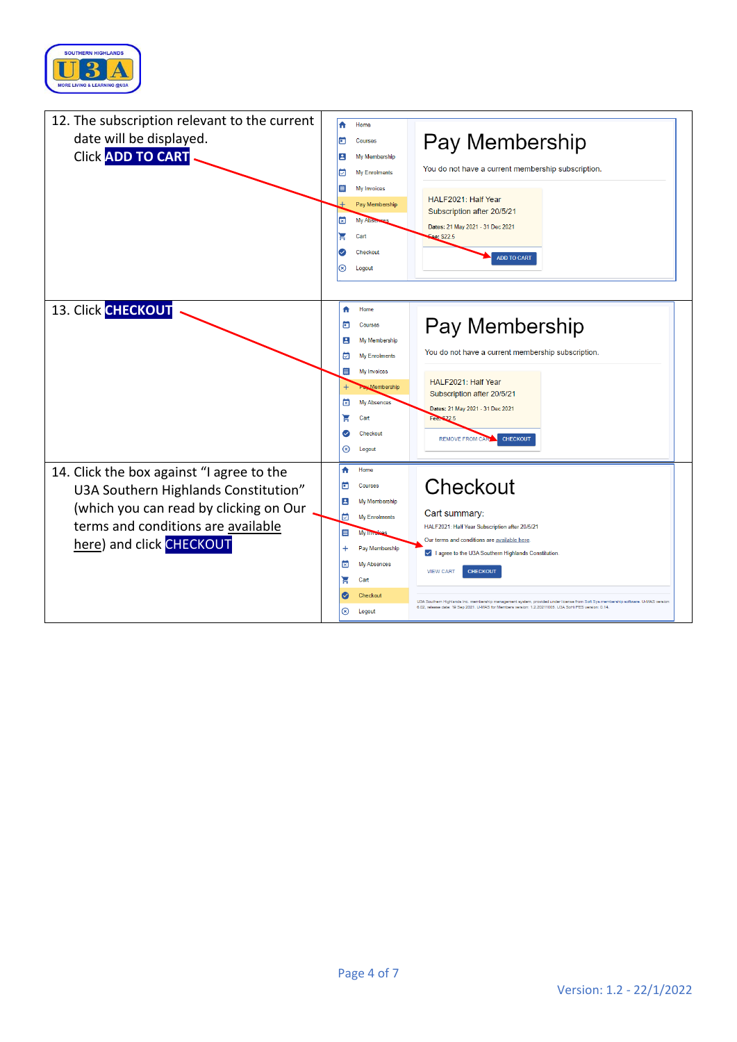| | |
|---|---|
| 12. The subscription relevant to the current date will be displayed. Click **ADD TO CART** | |
| 13. Click **CHECKOUT** | |
| 14. Click the box against "I agree to the U3A Southern Highlands Constitution" (which you can read by clicking on Our terms and conditions are available here) and click CHECKOUT | |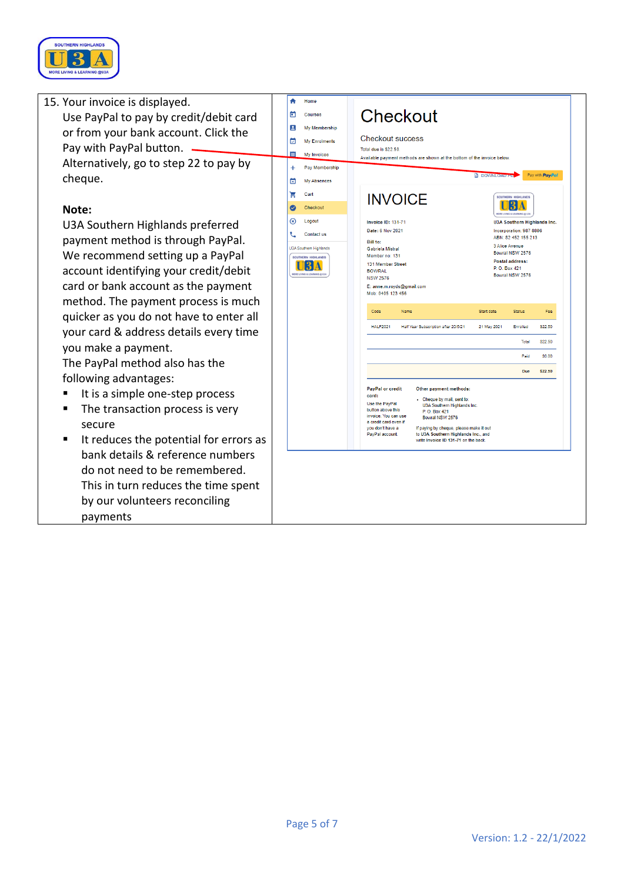15. Your invoice is displayed.
    Use PayPal to pay by credit/debit card or from your bank account. Click the Pay with PayPal button.
    Alternatively, go to step 22 to pay by cheque.

    **Note:**
    U3A Southern Highlands preferred payment method is through PayPal. We recommend setting up a PayPal account identifying your credit/debit card or bank account as the payment method. The payment process is much quicker as you do not have to enter all your card & address details every time you make a payment.
    The PayPal method also has the following advantages:

    - It is a simple one-step process
    - The transaction process is very secure
    - It reduces the potential for errors as bank details & reference numbers do not need to be remembered. This in turn reduces the time spent by our volunteers reconciling payments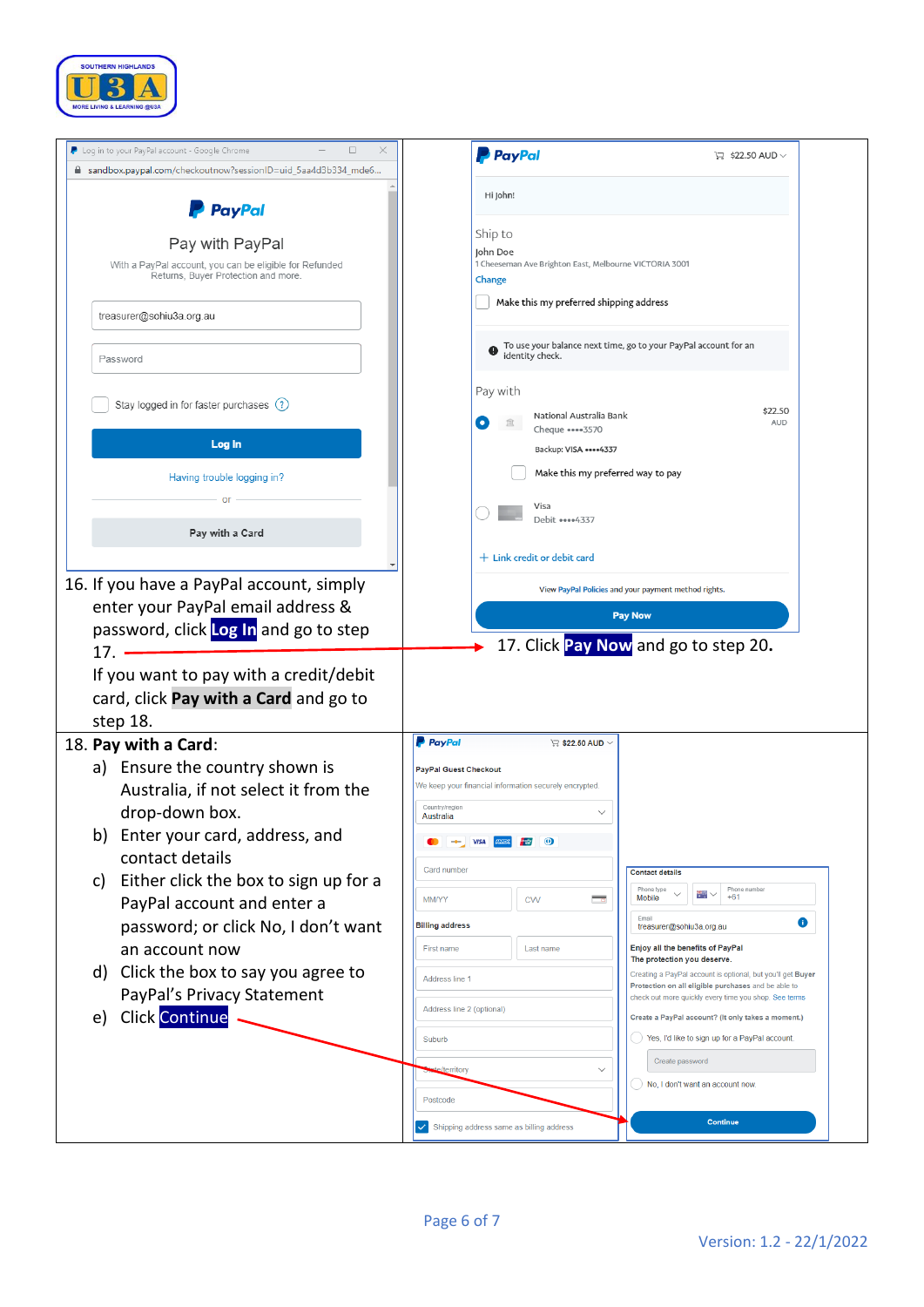16. If you have a PayPal account, simply enter your PayPal email address & password, click **Log In** and go to step 17.

    If you want to pay with a credit/debit card, click **Pay with a Card** and go to step 18.

17. Click **Pay Now** and go to step 20.

18. **Pay with a Card**:
    a) Ensure the country shown is Australia, if not select it from the drop-down box.
    b) Enter your card, address, and contact details
    c) Either click the box to sign up for a PayPal account and enter a password; or click No, I don't want an account now
    d) Click the box to say you agree to PayPal's Privacy Statement
    e) Click **Continue**

Version: 1.2 - 22/1/2022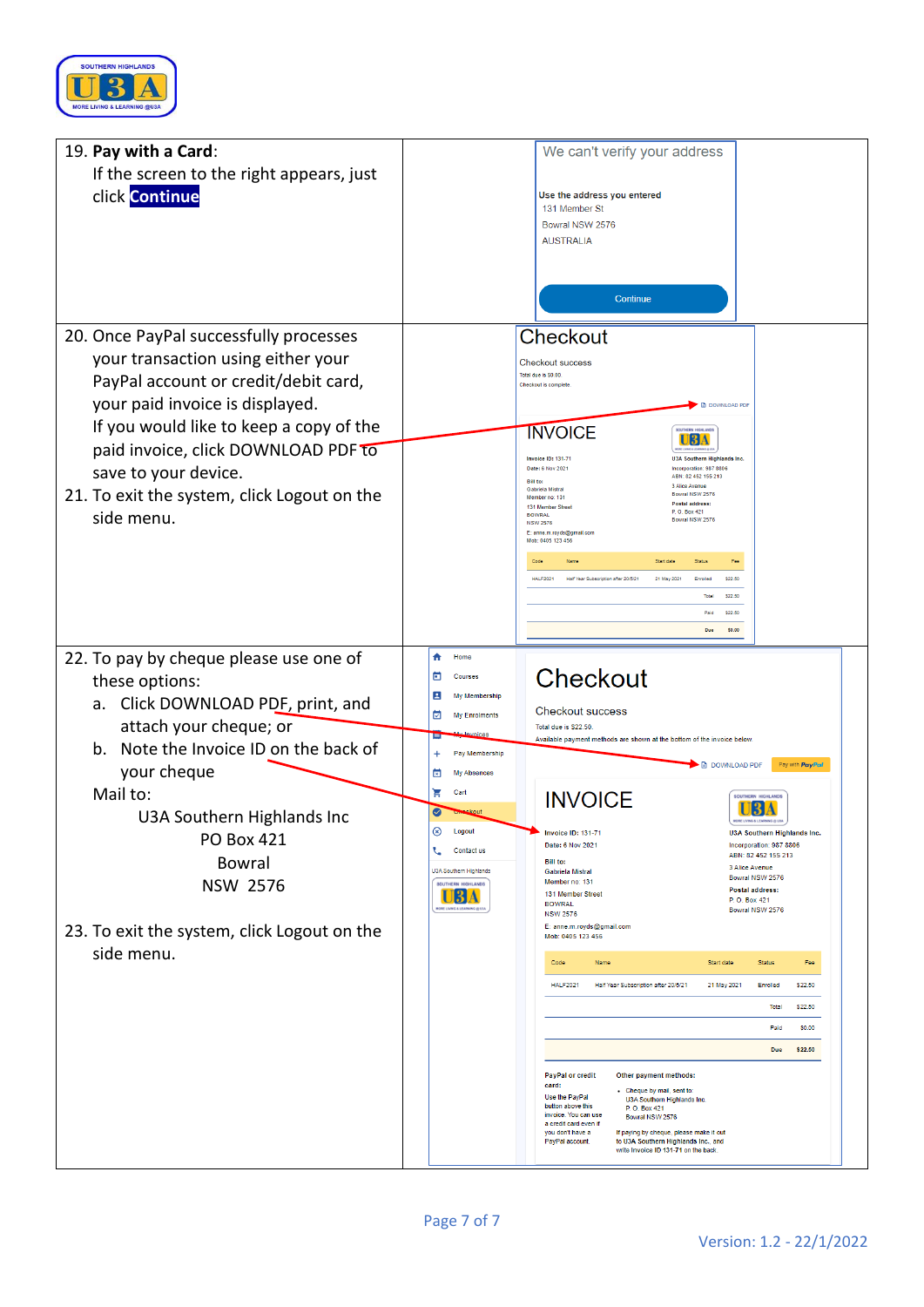| | |
|---|---|
| 19. **Pay with a Card**: If the screen to the right appears, just click **Continue** | We can't verify your address<br><br>Use the address you entered<br>131 Member St<br>Bowral NSW 2576<br>AUSTRALIA<br><br>Continue |
| 20. Once PayPal successfully processes your transaction using either your PayPal account or credit/debit card, your paid invoice is displayed. If you would like to keep a copy of the paid invoice, click DOWNLOAD PDF to save to your device.<br>21. To exit the system, click Logout on the side menu. | |
| 22. To pay by cheque please use one of these options:<br>a. Click DOWNLOAD PDF, print, and attach your cheque; or<br>b. Note the Invoice ID on the back of your cheque<br>Mail to:<br>U3A Southern Highlands Inc<br>PO Box 421<br>Bowral<br>NSW 2576<br><br>23. To exit the system, click Logout on the side menu. | |

Version: 1.2 - 22/1/2022